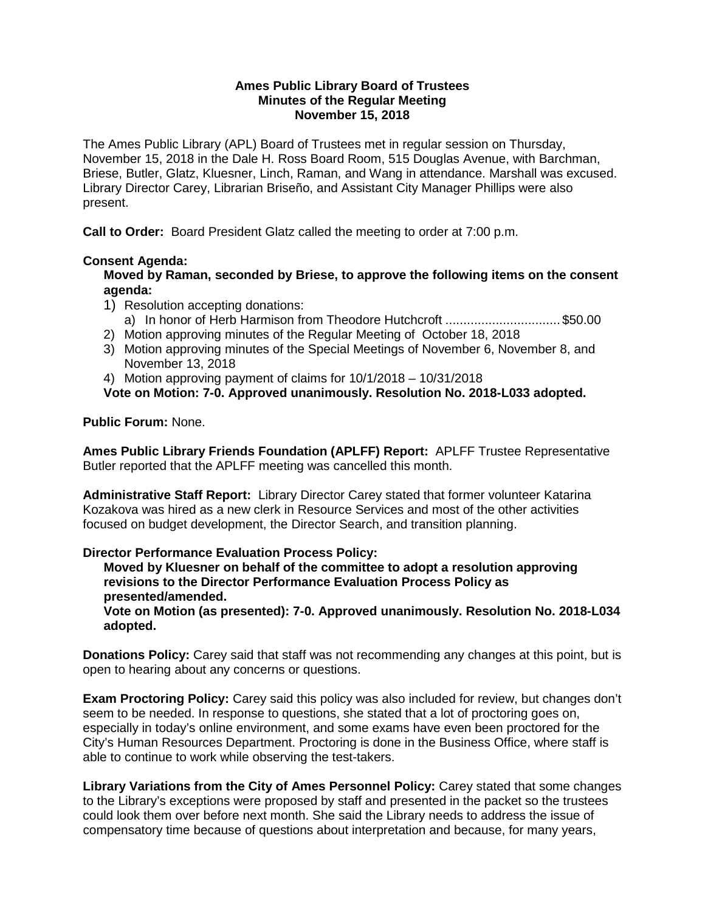**Ames Public Library Board of Trustees**
**Minutes of the Regular Meeting**
**November 15, 2018**

The Ames Public Library (APL) Board of Trustees met in regular session on Thursday, November 15, 2018 in the Dale H. Ross Board Room, 515 Douglas Avenue, with Barchman, Briese, Butler, Glatz, Kluesner, Linch, Raman, and Wang in attendance. Marshall was excused. Library Director Carey, Librarian Briseño, and Assistant City Manager Phillips were also present.

**Call to Order:** Board President Glatz called the meeting to order at 7:00 p.m.

**Consent Agenda:**

**Moved by Raman, seconded by Briese, to approve the following items on the consent agenda:**

1) Resolution accepting donations:
   a) In honor of Herb Harmison from Theodore Hutchcroft ................................ $50.00
2) Motion approving minutes of the Regular Meeting of October 18, 2018
3) Motion approving minutes of the Special Meetings of November 6, November 8, and November 13, 2018
4) Motion approving payment of claims for 10/1/2018 – 10/31/2018

**Vote on Motion: 7-0. Approved unanimously. Resolution No. 2018-L033 adopted.**

**Public Forum:** None.

**Ames Public Library Friends Foundation (APLFF) Report:** APLFF Trustee Representative Butler reported that the APLFF meeting was cancelled this month.

**Administrative Staff Report:** Library Director Carey stated that former volunteer Katarina Kozakova was hired as a new clerk in Resource Services and most of the other activities focused on budget development, the Director Search, and transition planning.

**Director Performance Evaluation Process Policy:**

**Moved by Kluesner on behalf of the committee to adopt a resolution approving revisions to the Director Performance Evaluation Process Policy as presented/amended.**

**Vote on Motion (as presented): 7-0. Approved unanimously. Resolution No. 2018-L034 adopted.**

**Donations Policy:** Carey said that staff was not recommending any changes at this point, but is open to hearing about any concerns or questions.

**Exam Proctoring Policy:** Carey said this policy was also included for review, but changes don't seem to be needed. In response to questions, she stated that a lot of proctoring goes on, especially in today's online environment, and some exams have even been proctored for the City's Human Resources Department. Proctoring is done in the Business Office, where staff is able to continue to work while observing the test-takers.

**Library Variations from the City of Ames Personnel Policy:** Carey stated that some changes to the Library's exceptions were proposed by staff and presented in the packet so the trustees could look them over before next month. She said the Library needs to address the issue of compensatory time because of questions about interpretation and because, for many years,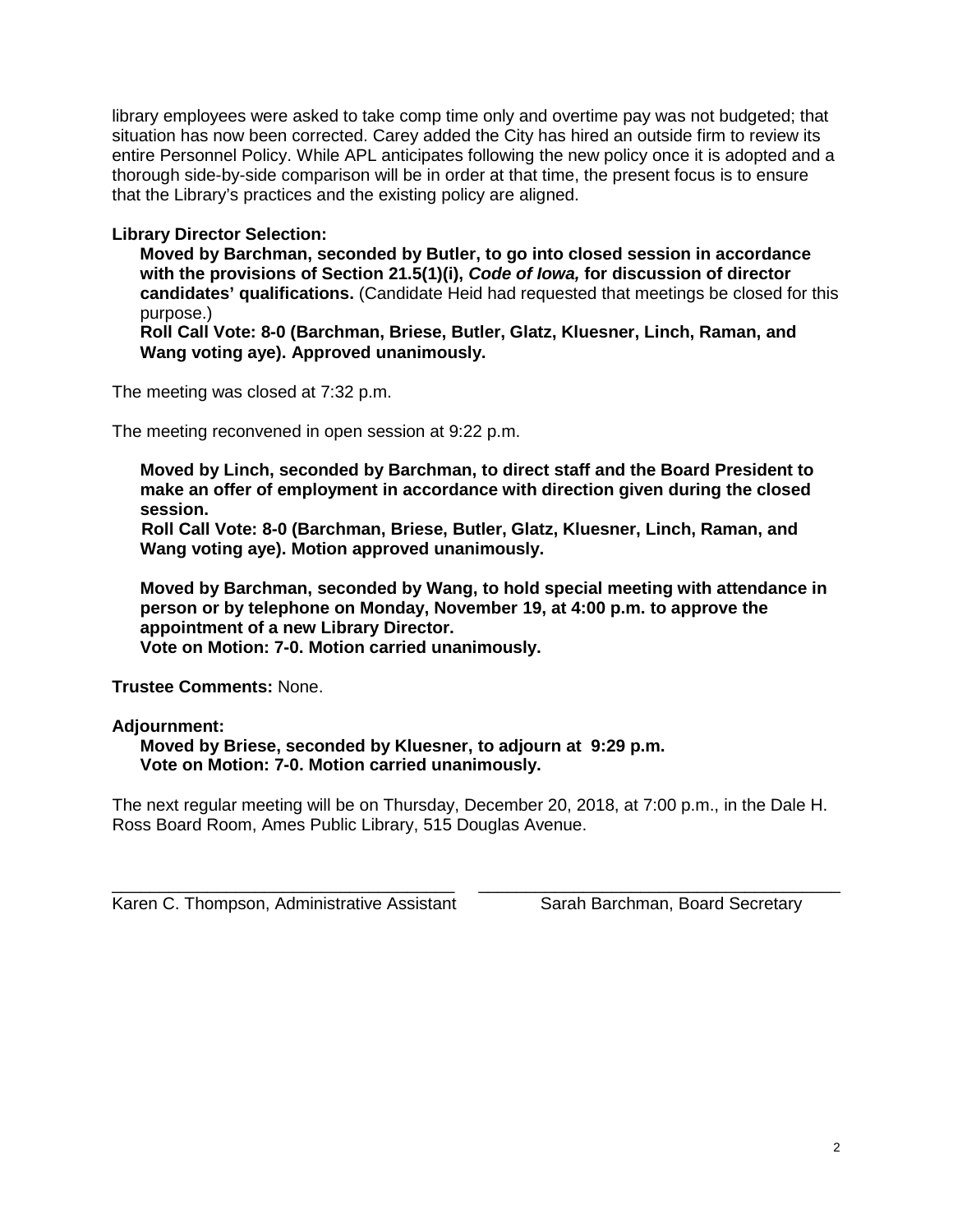library employees were asked to take comp time only and overtime pay was not budgeted; that situation has now been corrected. Carey added the City has hired an outside firm to review its entire Personnel Policy. While APL anticipates following the new policy once it is adopted and a thorough side-by-side comparison will be in order at that time, the present focus is to ensure that the Library's practices and the existing policy are aligned.

**Library Director Selection:**

**Moved by Barchman, seconded by Butler, to go into closed session in accordance with the provisions of Section 21.5(1)(i), *Code of Iowa,* for discussion of director candidates' qualifications.** (Candidate Heid had requested that meetings be closed for this purpose.)
**Roll Call Vote: 8-0 (Barchman, Briese, Butler, Glatz, Kluesner, Linch, Raman, and Wang voting aye). Approved unanimously.**

The meeting was closed at 7:32 p.m.

The meeting reconvened in open session at 9:22 p.m.

**Moved by Linch, seconded by Barchman, to direct staff and the Board President to make an offer of employment in accordance with direction given during the closed session.**
**Roll Call Vote: 8-0 (Barchman, Briese, Butler, Glatz, Kluesner, Linch, Raman, and Wang voting aye). Motion approved unanimously.**

**Moved by Barchman, seconded by Wang, to hold special meeting with attendance in person or by telephone on Monday, November 19, at 4:00 p.m. to approve the appointment of a new Library Director.**
**Vote on Motion: 7-0. Motion carried unanimously.**

**Trustee Comments:** None.

**Adjournment:**

**Moved by Briese, seconded by Kluesner, to adjourn at 9:29 p.m.**
**Vote on Motion: 7-0. Motion carried unanimously.**

The next regular meeting will be on Thursday, December 20, 2018, at 7:00 p.m., in the Dale H. Ross Board Room, Ames Public Library, 515 Douglas Avenue.

\_\_\_\_\_\_\_\_\_\_\_\_\_\_\_\_\_\_\_\_\_\_\_\_\_\_\_\_\_\_\_\_\_\_\_\_ \_\_\_\_\_\_\_\_\_\_\_\_\_\_\_\_\_\_\_\_\_\_\_\_\_\_\_\_\_\_\_\_\_\_\_\_
Karen C. Thompson, Administrative Assistant    Sarah Barchman, Board Secretary